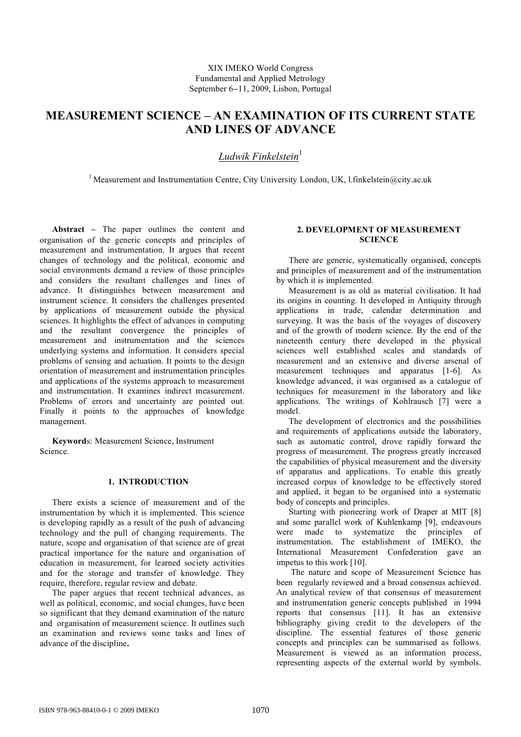XIX IMEKO World Congress
Fundamental and Applied Metrology
September 6−11, 2009, Lisbon, Portugal

# MEASUREMENT SCIENCE – AN EXAMINATION OF ITS CURRENT STATE AND LINES OF ADVANCE

*Ludwik Finkelstein*[1]

[1] Measurement and Instrumentation Centre, City University London, UK, l.finkelstein@city.ac.uk

**Abstract –** The paper outlines the content and organisation of the generic concepts and principles of measurement and instrumentation. It argues that recent changes of technology and the political, economic and social environments demand a review of those principles and considers the resultant challenges and lines of advance. It distinguishes between measurement and instrument science. It considers the challenges presented by applications of measurement outside the physical sciences. It highlights the effect of advances in computing and the resultant convergence the principles of measurement and instrumentation and the sciences underlying systems and information. It considers special problems of sensing and actuation. It points to the design orientation of measurement and instrumentation principles and applications of the systems approach to measurement and instrumentation. It examines indirect measurement. Problems of errors and uncertainty are pointed out. Finally it points to the approaches of knowledge management.

**Keywords**: Measurement Science, Instrument Science.

## 1. INTRODUCTION

There exists a science of measurement and of the instrumentation by which it is implemented. This science is developing rapidly as a result of the push of advancing technology and the pull of changing requirements. The nature, scope and organisation of that science are of great practical importance for the nature and organisation of education in measurement, for learned society activities and for the storage and transfer of knowledge. They require, therefore, regular review and debate.

The paper argues that recent technical advances, as well as political, economic, and social changes, have been so significant that they demand examination of the nature and organisation of measurement science. It outlines such an examination and reviews some tasks and lines of advance of the discipline**.**

## 2. DEVELOPMENT OF MEASUREMENT SCIENCE

There are generic, systematically organised, concepts and principles of measurement and of the instrumentation by which it is implemented.

Measurement is as old as material civilisation. It had its origins in counting. It developed in Antiquity through applications in trade, calendar determination and surveying. It was the basis of the voyages of discovery and of the growth of modern science. By the end of the nineteenth century there developed in the physical sciences well established scales and standards of measurement and an extensive and diverse arsenal of measurement techniques and apparatus [1-6]. As knowledge advanced, it was organised as a catalogue of techniques for measurement in the laboratory and like applications. The writings of Kohlrausch [7] were a model.

The development of electronics and the possibilities and requirements of applications outside the laboratory, such as automatic control, drove rapidly forward the progress of measurement. The progress greatly increased the capabilities of physical measurement and the diversity of apparatus and applications. To enable this greatly increased corpus of knowledge to be effectively stored and applied, it began to be organised into a systematic body of concepts and principles.

Starting with pioneering work of Draper at MIT [8] and some parallel work of Kuhlenkamp [9], endeavours were made to systematize the principles of instrumentation. The establishment of IMEKO, the International Measurement Confederation gave an impetus to this work [10].

The nature and scope of Measurement Science has been regularly reviewed and a broad consensus achieved. An analytical review of that consensus of measurement and instrumentation generic concepts published in 1994 reports that consensus [11]. It has an extensive bibliography giving credit to the developers of the discipline. The essential features of those generic concepts and principles can be summarised as follows. Measurement is viewed as an information process, representing aspects of the external world by symbols.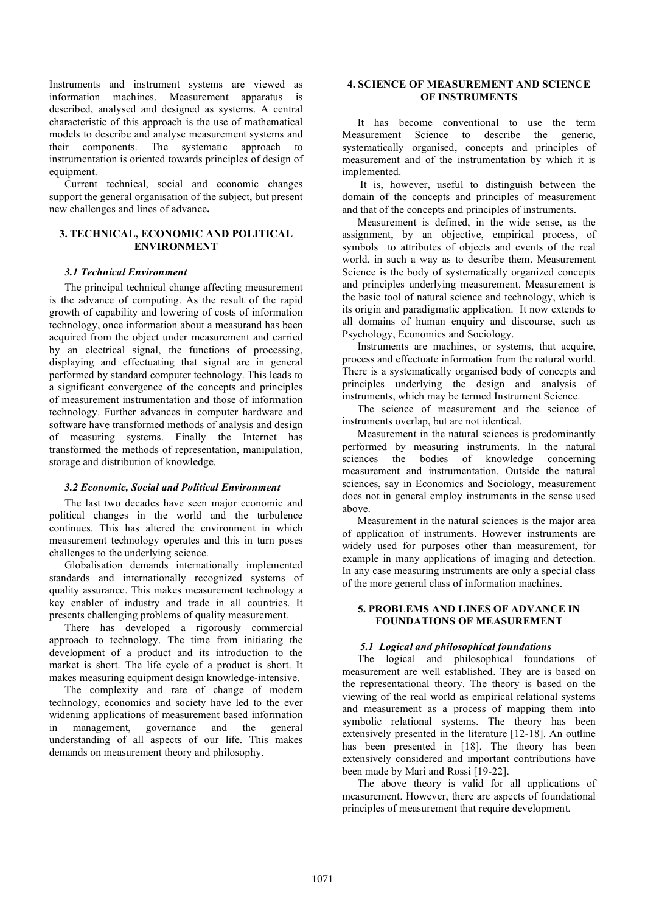Instruments and instrument systems are viewed as information machines. Measurement apparatus is described, analysed and designed as systems. A central characteristic of this approach is the use of mathematical models to describe and analyse measurement systems and their components. The systematic approach to instrumentation is oriented towards principles of design of equipment.

Current technical, social and economic changes support the general organisation of the subject, but present new challenges and lines of advance**.**

## 3. TECHNICAL, ECONOMIC AND POLITICAL ENVIRONMENT

### *3.1 Technical Environment*

The principal technical change affecting measurement is the advance of computing. As the result of the rapid growth of capability and lowering of costs of information technology, once information about a measurand has been acquired from the object under measurement and carried by an electrical signal, the functions of processing, displaying and effectuating that signal are in general performed by standard computer technology. This leads to a significant convergence of the concepts and principles of measurement instrumentation and those of information technology. Further advances in computer hardware and software have transformed methods of analysis and design of measuring systems. Finally the Internet has transformed the methods of representation, manipulation, storage and distribution of knowledge.

### *3.2 Economic, Social and Political Environment*

The last two decades have seen major economic and political changes in the world and the turbulence continues. This has altered the environment in which measurement technology operates and this in turn poses challenges to the underlying science.

Globalisation demands internationally implemented standards and internationally recognized systems of quality assurance. This makes measurement technology a key enabler of industry and trade in all countries. It presents challenging problems of quality measurement.

There has developed a rigorously commercial approach to technology. The time from initiating the development of a product and its introduction to the market is short. The life cycle of a product is short. It makes measuring equipment design knowledge-intensive.

The complexity and rate of change of modern technology, economics and society have led to the ever widening applications of measurement based information in management, governance and the general understanding of all aspects of our life. This makes demands on measurement theory and philosophy.

## 4. SCIENCE OF MEASUREMENT AND SCIENCE OF INSTRUMENTS

It has become conventional to use the term Measurement Science to describe the generic, systematically organised, concepts and principles of measurement and of the instrumentation by which it is implemented.

It is, however, useful to distinguish between the domain of the concepts and principles of measurement and that of the concepts and principles of instruments.

Measurement is defined, in the wide sense, as the assignment, by an objective, empirical process, of symbols to attributes of objects and events of the real world, in such a way as to describe them. Measurement Science is the body of systematically organized concepts and principles underlying measurement. Measurement is the basic tool of natural science and technology, which is its origin and paradigmatic application. It now extends to all domains of human enquiry and discourse, such as Psychology, Economics and Sociology.

Instruments are machines, or systems, that acquire, process and effectuate information from the natural world. There is a systematically organised body of concepts and principles underlying the design and analysis of instruments, which may be termed Instrument Science.

The science of measurement and the science of instruments overlap, but are not identical.

Measurement in the natural sciences is predominantly performed by measuring instruments. In the natural sciences the bodies of knowledge concerning measurement and instrumentation. Outside the natural sciences, say in Economics and Sociology, measurement does not in general employ instruments in the sense used above.

Measurement in the natural sciences is the major area of application of instruments. However instruments are widely used for purposes other than measurement, for example in many applications of imaging and detection. In any case measuring instruments are only a special class of the more general class of information machines.

## 5. PROBLEMS AND LINES OF ADVANCE IN FOUNDATIONS OF MEASUREMENT

### *5.1 Logical and philosophical foundations*

The logical and philosophical foundations of measurement are well established. They are is based on the representational theory. The theory is based on the viewing of the real world as empirical relational systems and measurement as a process of mapping them into symbolic relational systems. The theory has been extensively presented in the literature [12-18]. An outline has been presented in [18]. The theory has been extensively considered and important contributions have been made by Mari and Rossi [19-22].

The above theory is valid for all applications of measurement. However, there are aspects of foundational principles of measurement that require development.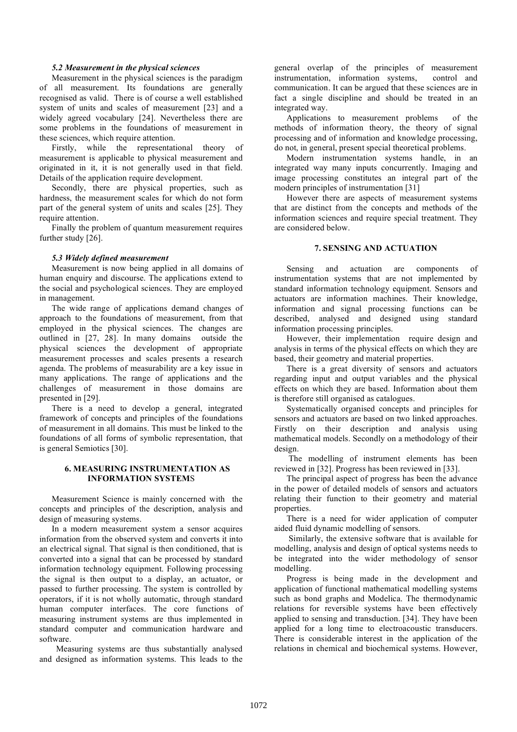### *5.2 Measurement in the physical sciences*

Measurement in the physical sciences is the paradigm of all measurement. Its foundations are generally recognised as valid. There is of course a well established system of units and scales of measurement [23] and a widely agreed vocabulary [24]. Nevertheless there are some problems in the foundations of measurement in these sciences, which require attention.

Firstly, while the representational theory of measurement is applicable to physical measurement and originated in it, it is not generally used in that field. Details of the application require development.

Secondly, there are physical properties, such as hardness, the measurement scales for which do not form part of the general system of units and scales [25]. They require attention.

Finally the problem of quantum measurement requires further study [26].

### *5.3 Widely defined measurement*

Measurement is now being applied in all domains of human enquiry and discourse. The applications extend to the social and psychological sciences. They are employed in management.

The wide range of applications demand changes of approach to the foundations of measurement, from that employed in the physical sciences. The changes are outlined in [27, 28]. In many domains outside the physical sciences the development of appropriate measurement processes and scales presents a research agenda. The problems of measurability are a key issue in many applications. The range of applications and the challenges of measurement in those domains are presented in [29].

There is a need to develop a general, integrated framework of concepts and principles of the foundations of measurement in all domains. This must be linked to the foundations of all forms of symbolic representation, that is general Semiotics [30].

## 6. MEASURING INSTRUMENTATION AS INFORMATION SYSTEMS

Measurement Science is mainly concerned with the concepts and principles of the description, analysis and design of measuring systems.

In a modern measurement system a sensor acquires information from the observed system and converts it into an electrical signal. That signal is then conditioned, that is converted into a signal that can be processed by standard information technology equipment. Following processing the signal is then output to a display, an actuator, or passed to further processing. The system is controlled by operators, if it is not wholly automatic, through standard human computer interfaces. The core functions of measuring instrument systems are thus implemented in standard computer and communication hardware and software.

Measuring systems are thus substantially analysed and designed as information systems. This leads to the general overlap of the principles of measurement instrumentation, information systems, control and communication. It can be argued that these sciences are in fact a single discipline and should be treated in an integrated way.

Applications to measurement problems of the methods of information theory, the theory of signal processing and of information and knowledge processing, do not, in general, present special theoretical problems.

Modern instrumentation systems handle, in an integrated way many inputs concurrently. Imaging and image processing constitutes an integral part of the modern principles of instrumentation [31]

However there are aspects of measurement systems that are distinct from the concepts and methods of the information sciences and require special treatment. They are considered below.

## 7. SENSING AND ACTUATION

Sensing and actuation are components of instrumentation systems that are not implemented by standard information technology equipment. Sensors and actuators are information machines. Their knowledge, information and signal processing functions can be described, analysed and designed using standard information processing principles.

However, their implementation require design and analysis in terms of the physical effects on which they are based, their geometry and material properties.

There is a great diversity of sensors and actuators regarding input and output variables and the physical effects on which they are based. Information about them is therefore still organised as catalogues.

Systematically organised concepts and principles for sensors and actuators are based on two linked approaches. Firstly on their description and analysis using mathematical models. Secondly on a methodology of their design.

The modelling of instrument elements has been reviewed in [32]. Progress has been reviewed in [33].

The principal aspect of progress has been the advance in the power of detailed models of sensors and actuators relating their function to their geometry and material properties.

There is a need for wider application of computer aided fluid dynamic modelling of sensors.

Similarly, the extensive software that is available for modelling, analysis and design of optical systems needs to be integrated into the wider methodology of sensor modelling.

Progress is being made in the development and application of functional mathematical modelling systems such as bond graphs and Modelica. The thermodynamic relations for reversible systems have been effectively applied to sensing and transduction. [34]. They have been applied for a long time to electroacoustic transducers. There is considerable interest in the application of the relations in chemical and biochemical systems. However,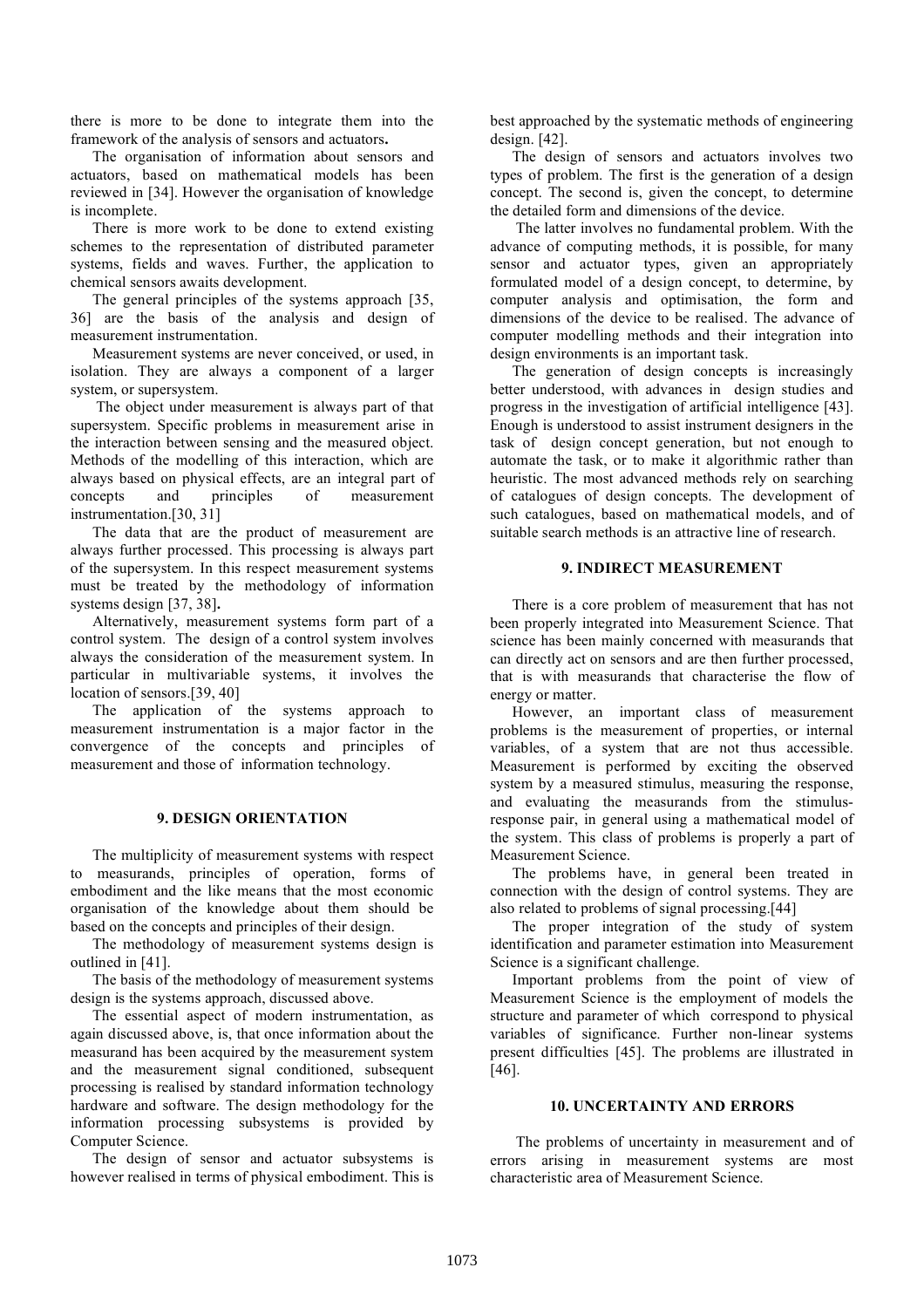there is more to be done to integrate them into the framework of the analysis of sensors and actuators**.**

The organisation of information about sensors and actuators, based on mathematical models has been reviewed in [34]. However the organisation of knowledge is incomplete.

There is more work to be done to extend existing schemes to the representation of distributed parameter systems, fields and waves. Further, the application to chemical sensors awaits development.

The general principles of the systems approach [35, 36] are the basis of the analysis and design of measurement instrumentation.

Measurement systems are never conceived, or used, in isolation. They are always a component of a larger system, or supersystem.

The object under measurement is always part of that supersystem. Specific problems in measurement arise in the interaction between sensing and the measured object. Methods of the modelling of this interaction, which are always based on physical effects, are an integral part of concepts and principles of measurement instrumentation.[30, 31]

The data that are the product of measurement are always further processed. This processing is always part of the supersystem. In this respect measurement systems must be treated by the methodology of information systems design [37, 38]**.**

Alternatively, measurement systems form part of a control system. The design of a control system involves always the consideration of the measurement system. In particular in multivariable systems, it involves the location of sensors.[39, 40]

The application of the systems approach to measurement instrumentation is a major factor in the convergence of the concepts and principles of measurement and those of information technology.

## 9. DESIGN ORIENTATION

The multiplicity of measurement systems with respect to measurands, principles of operation, forms of embodiment and the like means that the most economic organisation of the knowledge about them should be based on the concepts and principles of their design.

The methodology of measurement systems design is outlined in [41].

The basis of the methodology of measurement systems design is the systems approach, discussed above.

The essential aspect of modern instrumentation, as again discussed above, is, that once information about the measurand has been acquired by the measurement system and the measurement signal conditioned, subsequent processing is realised by standard information technology hardware and software. The design methodology for the information processing subsystems is provided by Computer Science.

The design of sensor and actuator subsystems is however realised in terms of physical embodiment. This is best approached by the systematic methods of engineering design. [42].

The design of sensors and actuators involves two types of problem. The first is the generation of a design concept. The second is, given the concept, to determine the detailed form and dimensions of the device.

The latter involves no fundamental problem. With the advance of computing methods, it is possible, for many sensor and actuator types, given an appropriately formulated model of a design concept, to determine, by computer analysis and optimisation, the form and dimensions of the device to be realised. The advance of computer modelling methods and their integration into design environments is an important task.

The generation of design concepts is increasingly better understood, with advances in design studies and progress in the investigation of artificial intelligence [43]. Enough is understood to assist instrument designers in the task of design concept generation, but not enough to automate the task, or to make it algorithmic rather than heuristic. The most advanced methods rely on searching of catalogues of design concepts. The development of such catalogues, based on mathematical models, and of suitable search methods is an attractive line of research.

## 9. INDIRECT MEASUREMENT

There is a core problem of measurement that has not been properly integrated into Measurement Science. That science has been mainly concerned with measurands that can directly act on sensors and are then further processed, that is with measurands that characterise the flow of energy or matter.

However, an important class of measurement problems is the measurement of properties, or internal variables, of a system that are not thus accessible. Measurement is performed by exciting the observed system by a measured stimulus, measuring the response, and evaluating the measurands from the stimulus-response pair, in general using a mathematical model of the system. This class of problems is properly a part of Measurement Science.

The problems have, in general been treated in connection with the design of control systems. They are also related to problems of signal processing.[44]

The proper integration of the study of system identification and parameter estimation into Measurement Science is a significant challenge.

Important problems from the point of view of Measurement Science is the employment of models the structure and parameter of which correspond to physical variables of significance. Further non-linear systems present difficulties [45]. The problems are illustrated in [46].

## 10. UNCERTAINTY AND ERRORS

The problems of uncertainty in measurement and of errors arising in measurement systems are most characteristic area of Measurement Science.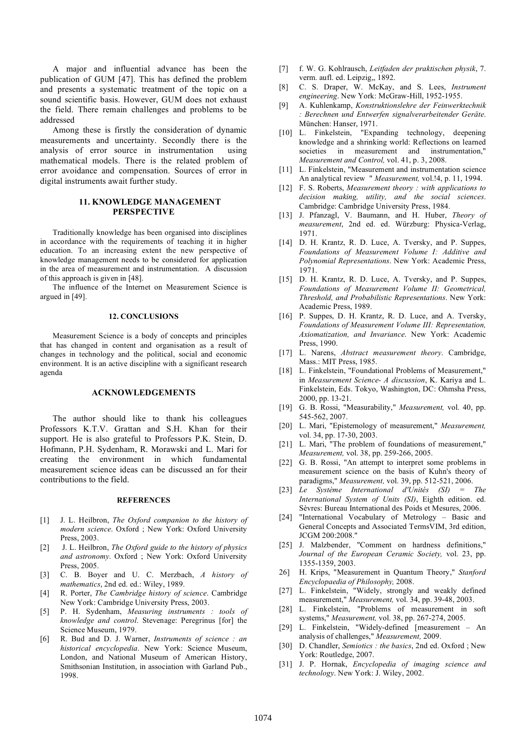A major and influential advance has been the publication of GUM [47]. This has defined the problem and presents a systematic treatment of the topic on a sound scientific basis. However, GUM does not exhaust the field. There remain challenges and problems to be addressed

Among these is firstly the consideration of dynamic measurements and uncertainty. Secondly there is the analysis of error source in instrumentation using mathematical models. There is the related problem of error avoidance and compensation. Sources of error in digital instruments await further study.

## 11. KNOWLEDGE MANAGEMENT PERSPECTIVE

Traditionally knowledge has been organised into disciplines in accordance with the requirements of teaching it in higher education. To an increasing extent the new perspective of knowledge management needs to be considered for application in the area of measurement and instrumentation. A discussion of this approach is given in [48].

The influence of the Internet on Measurement Science is argued in [49].

## 12. CONCLUSIONS

Measurement Science is a body of concepts and principles that has changed in content and organisation as a result of changes in technology and the political, social and economic environment. It is an active discipline with a significant research agenda

## ACKNOWLEDGEMENTS

The author should like to thank his colleagues Professors K.T.V. Grattan and S.H. Khan for their support. He is also grateful to Professors P.K. Stein, D. Hofmann, P.H. Sydenham, R. Morawski and L. Mari for creating the environment in which fundamental measurement science ideas can be discussed an for their contributions to the field.

## REFERENCES

[1] J. L. Heilbron, *The Oxford companion to the history of modern science*. Oxford ; New York: Oxford University Press, 2003.

[2] J. L. Heilbron, *The Oxford guide to the history of physics and astronomy*. Oxford ; New York: Oxford University Press, 2005.

[3] C. B. Boyer and U. C. Merzbach, *A history of mathematics*, 2nd ed. ed.: Wiley, 1989.

[4] R. Porter, *The Cambridge history of science*. Cambridge New York: Cambridge University Press, 2003.

[5] P. H. Sydenham, *Measuring instruments : tools of knowledge and control*. Stevenage: Peregrinus [for] the Science Museum, 1979.

[6] R. Bud and D. J. Warner, *Instruments of science : an historical encyclopedia*. New York: Science Museum, London, and National Museum of American History, Smithsonian Institution, in association with Garland Pub., 1998.

[7] f. W. G. Kohlrausch, *Leitfaden der praktischen physik*, 7. verm. aufl. ed. Leipzig,, 1892.

[8] C. S. Draper, W. McKay, and S. Lees, *Instrument engineering*. New York: McGraw-Hill, 1952-1955.

[9] A. Kuhlenkamp, *Konstruktionslehre der Feinwerktechnik : Berechnen und Entwerfen signalverarbeitender Geräte*. München: Hanser, 1971.

[10] L. Finkelstein, "Expanding technology, deepening knowledge and a shrinking world: Reflections on learned societies in measurement and instrumentation," *Measurement and Control,* vol. 41, p. 3, 2008.

[11] L. Finkelstein, "Measurement and instrumentation science An analytical review " *Measurement,* vol.!4, p. 11, 1994.

[12] F. S. Roberts, *Measurement theory : with applications to decision making, utility, and the social sciences*. Cambridge: Cambridge University Press, 1984.

[13] J. Pfanzagl, V. Baumann, and H. Huber, *Theory of measurement*, 2nd ed. ed. Würzburg: Physica-Verlag, 1971.

[14] D. H. Krantz, R. D. Luce, A. Tversky, and P. Suppes, *Foundations of Measurement Volume I: Additive and Polynomial Representations*. New York: Academic Press, 1971.

[15] D. H. Krantz, R. D. Luce, A. Tversky, and P. Suppes, *Foundations of Measurement Volume II: Geometrical, Threshold, and Probabilistic Representations*. New York: Academic Press, 1989.

[16] P. Suppes, D. H. Krantz, R. D. Luce, and A. Tversky, *Foundations of Measurement Volume III: Representation, Axiomatization, and Invariance*. New York: Academic Press, 1990.

[17] L. Narens, *Abstract measurement theory*. Cambridge, Mass.: MIT Press, 1985.

[18] L. Finkelstein, "Foundational Problems of Measurement," in *Measurement Science- A discussion*, K. Kariya and L. Finkelstein, Eds. Tokyo, Washington, DC: Ohmsha Press, 2000, pp. 13-21.

[19] G. B. Rossi, "Measurability," *Measurement,* vol. 40, pp. 545-562, 2007.

[20] L. Mari, "Epistemology of measurement," *Measurement,* vol. 34, pp. 17-30, 2003.

[21] L. Mari, "The problem of foundations of measurement," *Measurement,* vol. 38, pp. 259-266, 2005.

[22] G. B. Rossi, "An attempt to interpret some problems in measurement science on the basis of Kuhn's theory of paradigms," *Measurement,* vol. 39, pp. 512-521, 2006.

[23] *Le Système International d'Unités (SI) = The International System of Units (SI)*, Eighth edition. ed. Sèvres: Bureau International des Poids et Mesures, 2006.

[24] "International Vocabulary of Metrology – Basic and General Concepts and Associated TermsVIM, 3rd edition, JCGM 200:2008."

[25] J. Malzbender, "Comment on hardness definitions," *Journal of the European Ceramic Society,* vol. 23, pp. 1355-1359, 2003.

26] H. Krips, "Measurement in Quantum Theory," *Stanford Encyclopaedia of Philosophy,* 2008.

[27] L. Finkelstein, "Widely, strongly and weakly defined measurement," *Measurement,* vol. 34, pp. 39-48, 2003.

[28] L. Finkelstein, "Problems of measurement in soft systems," *Measurement,* vol. 38, pp. 267-274, 2005.

[29] L. Finkelstein, "Widely-defined [measurement – An analysis of challenges," *Measurement,* 2009.

[30] D. Chandler, *Semiotics : the basics*, 2nd ed. Oxford ; New York: Routledge, 2007.

[31] J. P. Hornak, *Encyclopedia of imaging science and technology*. New York: J. Wiley, 2002.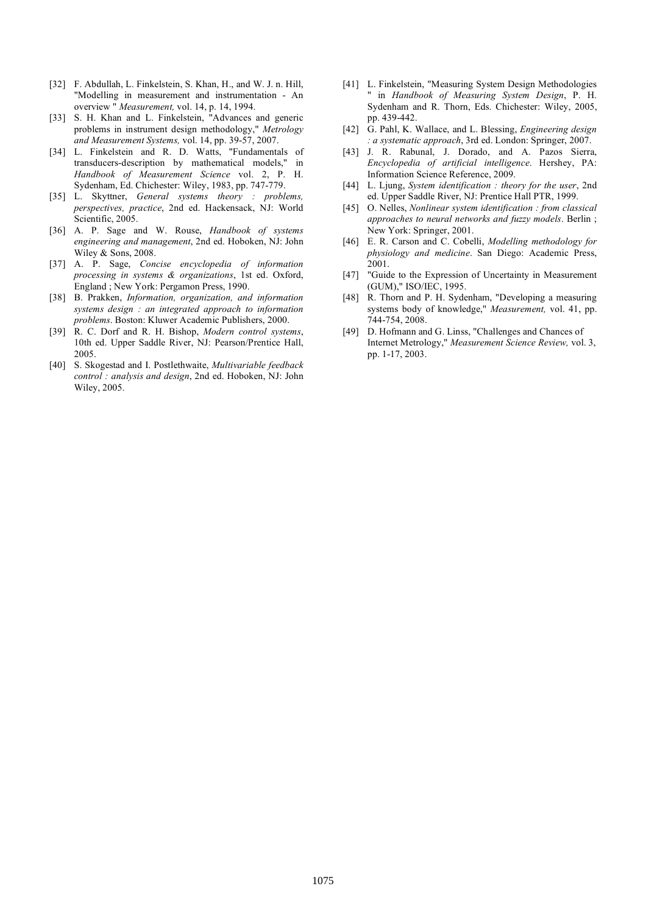[32] F. Abdullah, L. Finkelstein, S. Khan, H., and W. J. n. Hill, "Modelling in measurement and instrumentation - An overview " *Measurement,* vol. 14, p. 14, 1994.

[33] S. H. Khan and L. Finkelstein, "Advances and generic problems in instrument design methodology," *Metrology and Measurement Systems,* vol. 14, pp. 39-57, 2007.

[34] L. Finkelstein and R. D. Watts, "Fundamentals of transducers-description by mathematical models," in *Handbook of Measurement Science* vol. 2, P. H. Sydenham, Ed. Chichester: Wiley, 1983, pp. 747-779.

[35] L. Skyttner, *General systems theory : problems, perspectives, practice*, 2nd ed. Hackensack, NJ: World Scientific, 2005.

[36] A. P. Sage and W. Rouse, *Handbook of systems engineering and management*, 2nd ed. Hoboken, NJ: John Wiley & Sons, 2008.

[37] A. P. Sage, *Concise encyclopedia of information processing in systems & organizations*, 1st ed. Oxford, England ; New York: Pergamon Press, 1990.

[38] B. Prakken, *Information, organization, and information systems design : an integrated approach to information problems*. Boston: Kluwer Academic Publishers, 2000.

[39] R. C. Dorf and R. H. Bishop, *Modern control systems*, 10th ed. Upper Saddle River, NJ: Pearson/Prentice Hall, 2005.

[40] S. Skogestad and I. Postlethwaite, *Multivariable feedback control : analysis and design*, 2nd ed. Hoboken, NJ: John Wiley, 2005.

[41] L. Finkelstein, "Measuring System Design Methodologies " in *Handbook of Measuring System Design*, P. H. Sydenham and R. Thorn, Eds. Chichester: Wiley, 2005, pp. 439-442.

[42] G. Pahl, K. Wallace, and L. Blessing, *Engineering design : a systematic approach*, 3rd ed. London: Springer, 2007.

[43] J. R. Rabunal, J. Dorado, and A. Pazos Sierra, *Encyclopedia of artificial intelligence*. Hershey, PA: Information Science Reference, 2009.

[44] L. Ljung, *System identification : theory for the user*, 2nd ed. Upper Saddle River, NJ: Prentice Hall PTR, 1999.

[45] O. Nelles, *Nonlinear system identification : from classical approaches to neural networks and fuzzy models*. Berlin ; New York: Springer, 2001.

[46] E. R. Carson and C. Cobelli, *Modelling methodology for physiology and medicine*. San Diego: Academic Press, 2001.

[47] "Guide to the Expression of Uncertainty in Measurement (GUM)," ISO/IEC, 1995.

[48] R. Thorn and P. H. Sydenham, "Developing a measuring systems body of knowledge," *Measurement,* vol. 41, pp. 744-754, 2008.

[49] D. Hofmann and G. Linss, "Challenges and Chances of Internet Metrology," *Measurement Science Review,* vol. 3, pp. 1-17, 2003.